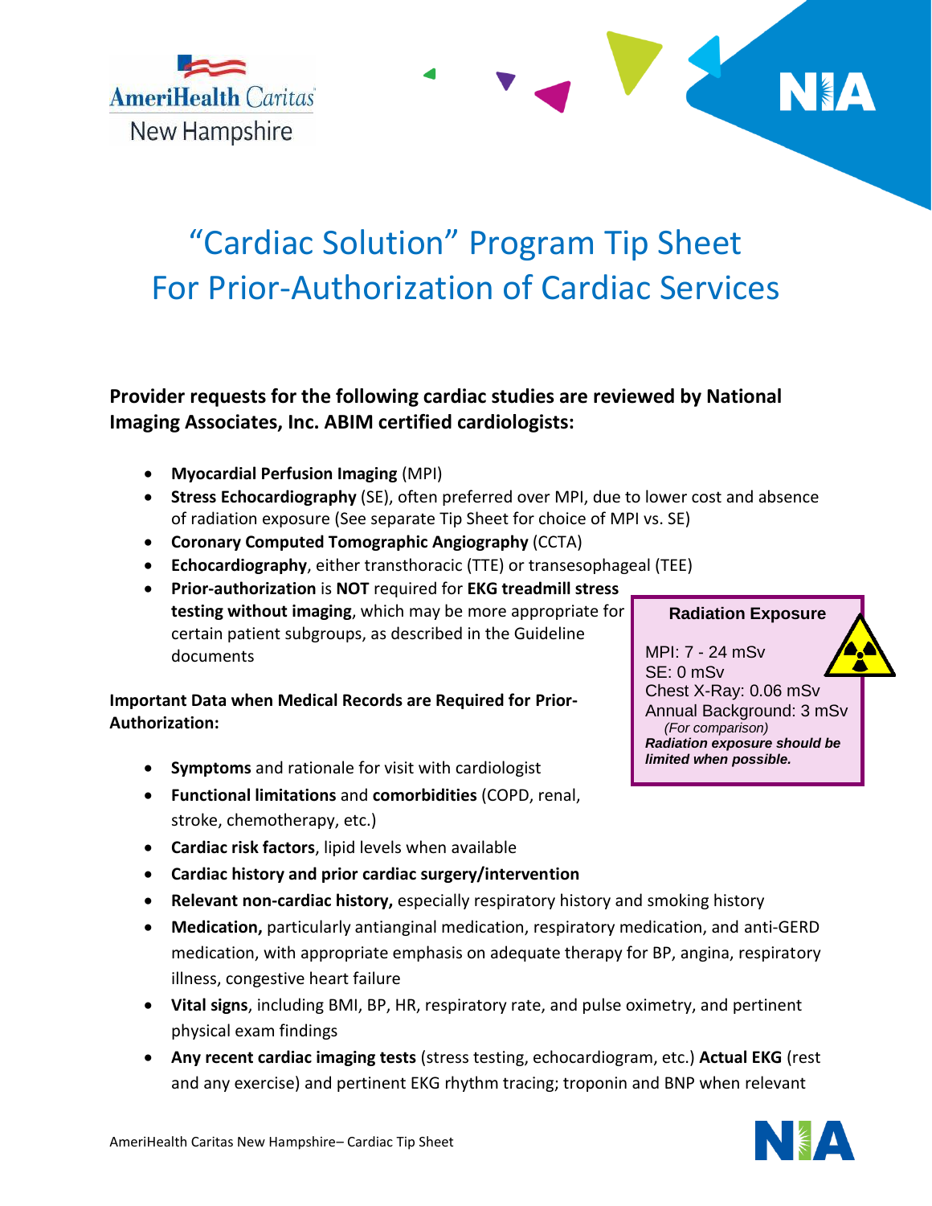# "Cardiac Solution" Program Tip Sheet For Prior-Authorization of Cardiac Services

**Provider requests for the following cardiac studies are reviewed by National Imaging Associates, Inc. ABIM certified cardiologists:**

- **Myocardial Perfusion Imaging** (MPI)
- **Stress Echocardiography** (SE), often preferred over MPI, due to lower cost and absence of radiation exposure (See separate Tip Sheet for choice of MPI vs. SE)
- **Coronary Computed Tomographic Angiography** (CCTA)
- **Echocardiography**, either transthoracic (TTE) or transesophageal (TEE)
- **Prior-authorization** is **NOT** required for **EKG treadmill stress testing without imaging**, which may be more appropriate for certain patient subgroups, as described in the Guideline documents

**Radiation Exposure**

MPI: 7 - 24 mSv
SE: 0 mSv
Chest X-Ray: 0.06 mSv
Annual Background: 3 mSv
*(For comparison)*
***Radiation exposure should be limited when possible.***

**Important Data when Medical Records are Required for Prior-Authorization:**

- **Symptoms** and rationale for visit with cardiologist
- **Functional limitations** and **comorbidities** (COPD, renal, stroke, chemotherapy, etc.)
- **Cardiac risk factors**, lipid levels when available
- **Cardiac history and prior cardiac surgery/intervention**
- **Relevant non-cardiac history,** especially respiratory history and smoking history
- **Medication,** particularly antianginal medication, respiratory medication, and anti-GERD medication, with appropriate emphasis on adequate therapy for BP, angina, respiratory illness, congestive heart failure
- **Vital signs**, including BMI, BP, HR, respiratory rate, and pulse oximetry, and pertinent physical exam findings
- **Any recent cardiac imaging tests** (stress testing, echocardiogram, etc.) **Actual EKG** (rest and any exercise) and pertinent EKG rhythm tracing; troponin and BNP when relevant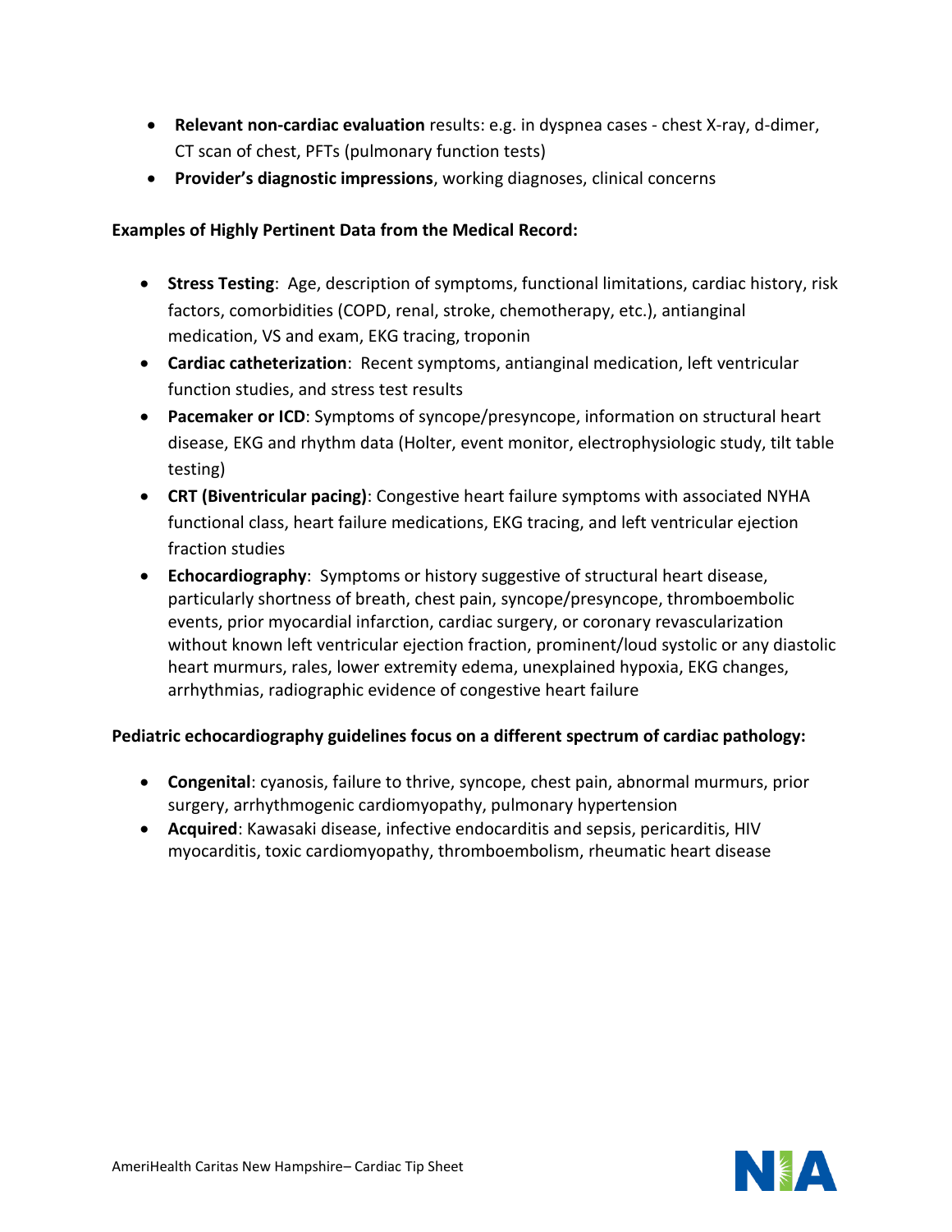- **Relevant non-cardiac evaluation** results: e.g. in dyspnea cases - chest X-ray, d-dimer, CT scan of chest, PFTs (pulmonary function tests)
- **Provider's diagnostic impressions**, working diagnoses, clinical concerns

**Examples of Highly Pertinent Data from the Medical Record:**

- **Stress Testing**: Age, description of symptoms, functional limitations, cardiac history, risk factors, comorbidities (COPD, renal, stroke, chemotherapy, etc.), antianginal medication, VS and exam, EKG tracing, troponin
- **Cardiac catheterization**: Recent symptoms, antianginal medication, left ventricular function studies, and stress test results
- **Pacemaker or ICD**: Symptoms of syncope/presyncope, information on structural heart disease, EKG and rhythm data (Holter, event monitor, electrophysiologic study, tilt table testing)
- **CRT (Biventricular pacing)**: Congestive heart failure symptoms with associated NYHA functional class, heart failure medications, EKG tracing, and left ventricular ejection fraction studies
- **Echocardiography**: Symptoms or history suggestive of structural heart disease, particularly shortness of breath, chest pain, syncope/presyncope, thromboembolic events, prior myocardial infarction, cardiac surgery, or coronary revascularization without known left ventricular ejection fraction, prominent/loud systolic or any diastolic heart murmurs, rales, lower extremity edema, unexplained hypoxia, EKG changes, arrhythmias, radiographic evidence of congestive heart failure

**Pediatric echocardiography guidelines focus on a different spectrum of cardiac pathology:**

- **Congenital**: cyanosis, failure to thrive, syncope, chest pain, abnormal murmurs, prior surgery, arrhythmogenic cardiomyopathy, pulmonary hypertension
- **Acquired**: Kawasaki disease, infective endocarditis and sepsis, pericarditis, HIV myocarditis, toxic cardiomyopathy, thromboembolism, rheumatic heart disease